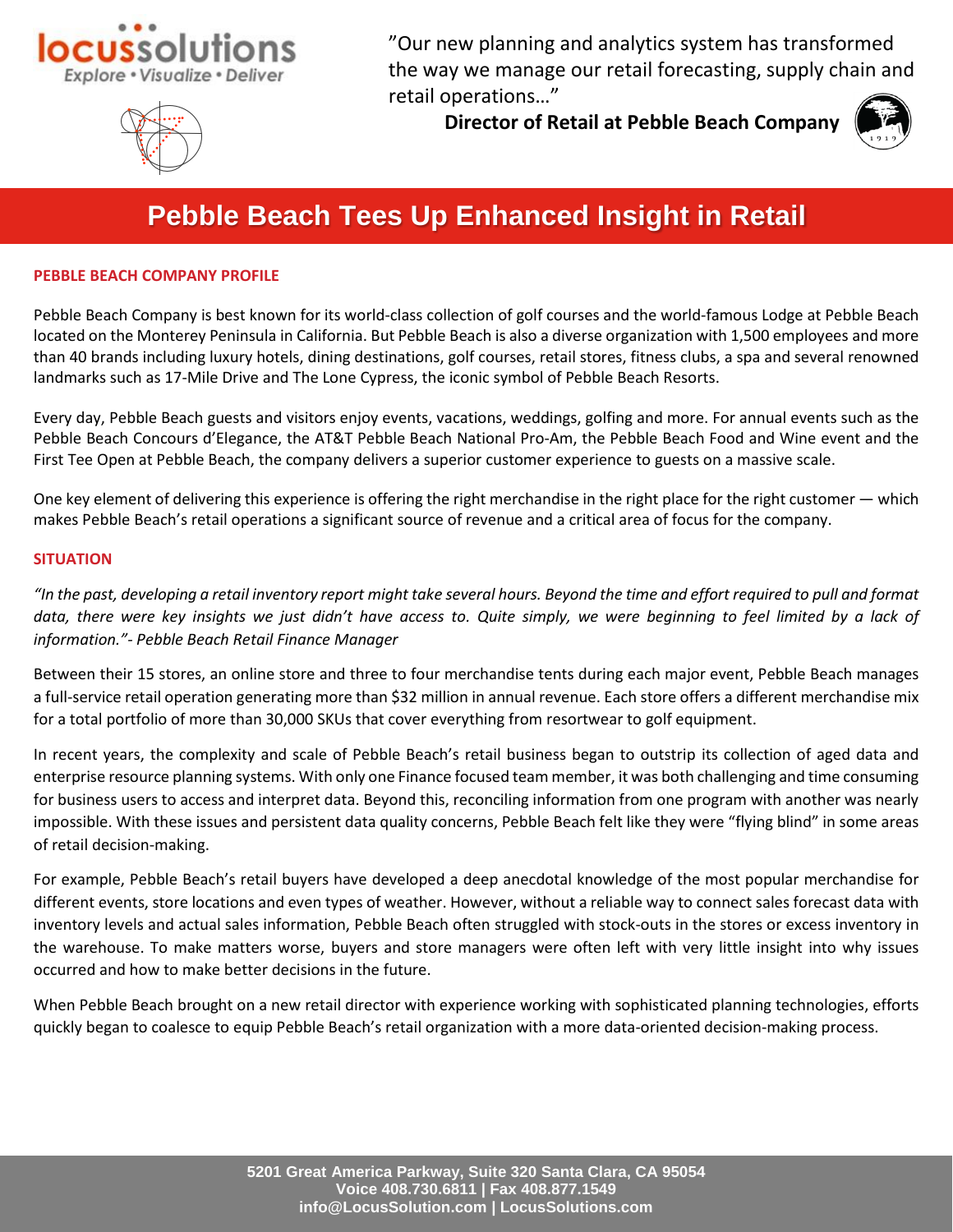locussolutions
Explore • Visualize • Deliver

"Our new planning and analytics system has transformed the way we manage our retail forecasting, supply chain and retail operations…"

**Director of Retail at Pebble Beach Company**

# Pebble Beach Tees Up Enhanced Insight in Retail

## PEBBLE BEACH COMPANY PROFILE

Pebble Beach Company is best known for its world-class collection of golf courses and the world-famous Lodge at Pebble Beach located on the Monterey Peninsula in California. But Pebble Beach is also a diverse organization with 1,500 employees and more than 40 brands including luxury hotels, dining destinations, golf courses, retail stores, fitness clubs, a spa and several renowned landmarks such as 17-Mile Drive and The Lone Cypress, the iconic symbol of Pebble Beach Resorts.

Every day, Pebble Beach guests and visitors enjoy events, vacations, weddings, golfing and more. For annual events such as the Pebble Beach Concours d'Elegance, the AT&T Pebble Beach National Pro-Am, the Pebble Beach Food and Wine event and the First Tee Open at Pebble Beach, the company delivers a superior customer experience to guests on a massive scale.

One key element of delivering this experience is offering the right merchandise in the right place for the right customer — which makes Pebble Beach's retail operations a significant source of revenue and a critical area of focus for the company.

## SITUATION

*"In the past, developing a retail inventory report might take several hours. Beyond the time and effort required to pull and format data, there were key insights we just didn't have access to. Quite simply, we were beginning to feel limited by a lack of information."- Pebble Beach Retail Finance Manager*

Between their 15 stores, an online store and three to four merchandise tents during each major event, Pebble Beach manages a full-service retail operation generating more than $32 million in annual revenue. Each store offers a different merchandise mix for a total portfolio of more than 30,000 SKUs that cover everything from resortwear to golf equipment.

In recent years, the complexity and scale of Pebble Beach's retail business began to outstrip its collection of aged data and enterprise resource planning systems. With only one Finance focused team member, it was both challenging and time consuming for business users to access and interpret data. Beyond this, reconciling information from one program with another was nearly impossible. With these issues and persistent data quality concerns, Pebble Beach felt like they were "flying blind" in some areas of retail decision-making.

For example, Pebble Beach's retail buyers have developed a deep anecdotal knowledge of the most popular merchandise for different events, store locations and even types of weather. However, without a reliable way to connect sales forecast data with inventory levels and actual sales information, Pebble Beach often struggled with stock-outs in the stores or excess inventory in the warehouse. To make matters worse, buyers and store managers were often left with very little insight into why issues occurred and how to make better decisions in the future.

When Pebble Beach brought on a new retail director with experience working with sophisticated planning technologies, efforts quickly began to coalesce to equip Pebble Beach's retail organization with a more data-oriented decision-making process.

5201 Great America Parkway, Suite 320 Santa Clara, CA 95054
Voice 408.730.6811 | Fax 408.877.1549
info@LocusSolution.com | LocusSolutions.com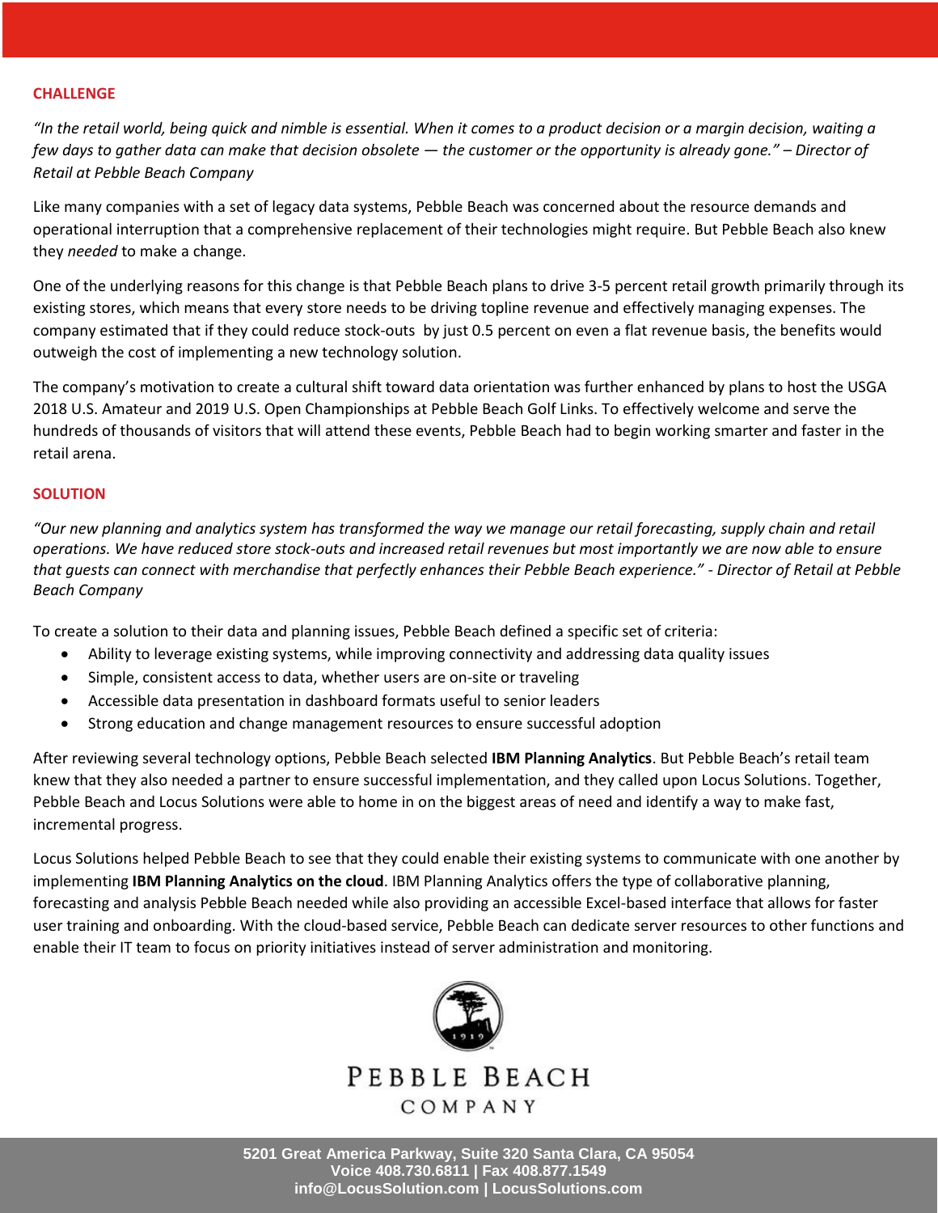## CHALLENGE

*"In the retail world, being quick and nimble is essential. When it comes to a product decision or a margin decision, waiting a few days to gather data can make that decision obsolete — the customer or the opportunity is already gone." – Director of Retail at Pebble Beach Company*

Like many companies with a set of legacy data systems, Pebble Beach was concerned about the resource demands and operational interruption that a comprehensive replacement of their technologies might require. But Pebble Beach also knew they *needed* to make a change.

One of the underlying reasons for this change is that Pebble Beach plans to drive 3-5 percent retail growth primarily through its existing stores, which means that every store needs to be driving topline revenue and effectively managing expenses. The company estimated that if they could reduce stock-outs by just 0.5 percent on even a flat revenue basis, the benefits would outweigh the cost of implementing a new technology solution.

The company's motivation to create a cultural shift toward data orientation was further enhanced by plans to host the USGA 2018 U.S. Amateur and 2019 U.S. Open Championships at Pebble Beach Golf Links. To effectively welcome and serve the hundreds of thousands of visitors that will attend these events, Pebble Beach had to begin working smarter and faster in the retail arena.

## SOLUTION

*"Our new planning and analytics system has transformed the way we manage our retail forecasting, supply chain and retail operations. We have reduced store stock-outs and increased retail revenues but most importantly we are now able to ensure that guests can connect with merchandise that perfectly enhances their Pebble Beach experience." - Director of Retail at Pebble Beach Company*

To create a solution to their data and planning issues, Pebble Beach defined a specific set of criteria:

- Ability to leverage existing systems, while improving connectivity and addressing data quality issues
- Simple, consistent access to data, whether users are on-site or traveling
- Accessible data presentation in dashboard formats useful to senior leaders
- Strong education and change management resources to ensure successful adoption

After reviewing several technology options, Pebble Beach selected **IBM Planning Analytics**. But Pebble Beach's retail team knew that they also needed a partner to ensure successful implementation, and they called upon Locus Solutions. Together, Pebble Beach and Locus Solutions were able to home in on the biggest areas of need and identify a way to make fast, incremental progress.

Locus Solutions helped Pebble Beach to see that they could enable their existing systems to communicate with one another by implementing **IBM Planning Analytics on the cloud**. IBM Planning Analytics offers the type of collaborative planning, forecasting and analysis Pebble Beach needed while also providing an accessible Excel-based interface that allows for faster user training and onboarding. With the cloud-based service, Pebble Beach can dedicate server resources to other functions and enable their IT team to focus on priority initiatives instead of server administration and monitoring.

PEBBLE BEACH COMPANY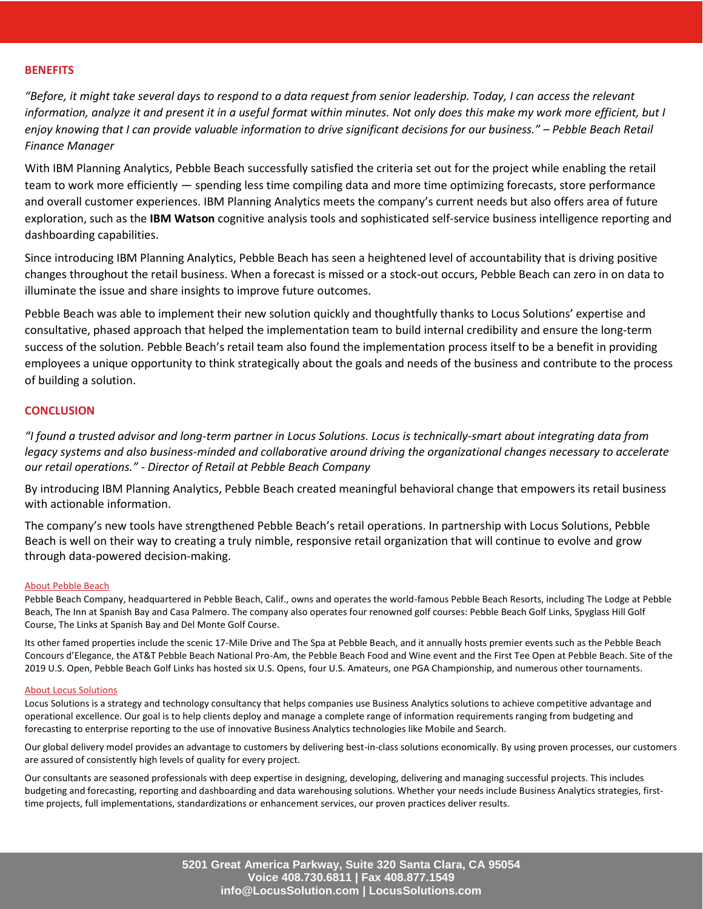## BENEFITS

*"Before, it might take several days to respond to a data request from senior leadership. Today, I can access the relevant information, analyze it and present it in a useful format within minutes. Not only does this make my work more efficient, but I enjoy knowing that I can provide valuable information to drive significant decisions for our business." – Pebble Beach Retail Finance Manager*

With IBM Planning Analytics, Pebble Beach successfully satisfied the criteria set out for the project while enabling the retail team to work more efficiently — spending less time compiling data and more time optimizing forecasts, store performance and overall customer experiences. IBM Planning Analytics meets the company's current needs but also offers area of future exploration, such as the **IBM Watson** cognitive analysis tools and sophisticated self-service business intelligence reporting and dashboarding capabilities.

Since introducing IBM Planning Analytics, Pebble Beach has seen a heightened level of accountability that is driving positive changes throughout the retail business. When a forecast is missed or a stock-out occurs, Pebble Beach can zero in on data to illuminate the issue and share insights to improve future outcomes.

Pebble Beach was able to implement their new solution quickly and thoughtfully thanks to Locus Solutions' expertise and consultative, phased approach that helped the implementation team to build internal credibility and ensure the long-term success of the solution. Pebble Beach's retail team also found the implementation process itself to be a benefit in providing employees a unique opportunity to think strategically about the goals and needs of the business and contribute to the process of building a solution.

## CONCLUSION

*"I found a trusted advisor and long-term partner in Locus Solutions. Locus is technically-smart about integrating data from legacy systems and also business-minded and collaborative around driving the organizational changes necessary to accelerate our retail operations." - Director of Retail at Pebble Beach Company*

By introducing IBM Planning Analytics, Pebble Beach created meaningful behavioral change that empowers its retail business with actionable information.

The company's new tools have strengthened Pebble Beach's retail operations. In partnership with Locus Solutions, Pebble Beach is well on their way to creating a truly nimble, responsive retail organization that will continue to evolve and grow through data-powered decision-making.

About Pebble Beach

Pebble Beach Company, headquartered in Pebble Beach, Calif., owns and operates the world-famous Pebble Beach Resorts, including The Lodge at Pebble Beach, The Inn at Spanish Bay and Casa Palmero. The company also operates four renowned golf courses: Pebble Beach Golf Links, Spyglass Hill Golf Course, The Links at Spanish Bay and Del Monte Golf Course.

Its other famed properties include the scenic 17-Mile Drive and The Spa at Pebble Beach, and it annually hosts premier events such as the Pebble Beach Concours d'Elegance, the AT&T Pebble Beach National Pro-Am, the Pebble Beach Food and Wine event and the First Tee Open at Pebble Beach. Site of the 2019 U.S. Open, Pebble Beach Golf Links has hosted six U.S. Opens, four U.S. Amateurs, one PGA Championship, and numerous other tournaments.

About Locus Solutions

Locus Solutions is a strategy and technology consultancy that helps companies use Business Analytics solutions to achieve competitive advantage and operational excellence. Our goal is to help clients deploy and manage a complete range of information requirements ranging from budgeting and forecasting to enterprise reporting to the use of innovative Business Analytics technologies like Mobile and Search.

Our global delivery model provides an advantage to customers by delivering best-in-class solutions economically. By using proven processes, our customers are assured of consistently high levels of quality for every project.

Our consultants are seasoned professionals with deep expertise in designing, developing, delivering and managing successful projects. This includes budgeting and forecasting, reporting and dashboarding and data warehousing solutions. Whether your needs include Business Analytics strategies, first-time projects, full implementations, standardizations or enhancement services, our proven practices deliver results.

**5201 Great America Parkway, Suite 320 Santa Clara, CA 95054**
**Voice 408.730.6811 | Fax 408.877.1549**
**info@LocusSolution.com | LocusSolutions.com**